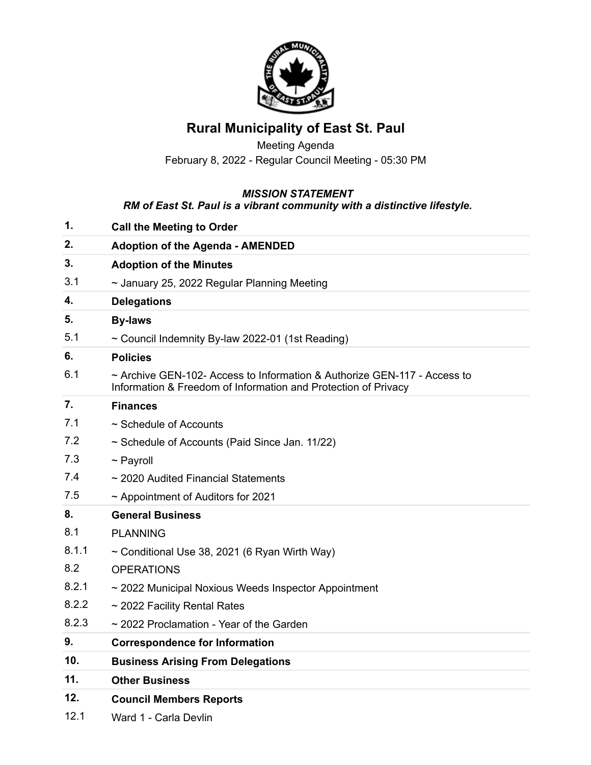# Rural Municipality of East St. Paul

Meeting Agenda

February 8, 2022 - Regular Council Meeting - 05:30 PM

***MISSION STATEMENT***

***RM of East St. Paul is a vibrant community with a distinctive lifestyle.***

| | |
|---|---|
| **1.** | **Call the Meeting to Order** |
| **2.** | **Adoption of the Agenda - AMENDED** |
| **3.** | **Adoption of the Minutes** |
| 3.1 | ~ January 25, 2022 Regular Planning Meeting |
| **4.** | **Delegations** |
| **5.** | **By-laws** |
| 5.1 | ~ Council Indemnity By-law 2022-01 (1st Reading) |
| **6.** | **Policies** |
| 6.1 | ~ Archive GEN-102- Access to Information & Authorize GEN-117 - Access to Information & Freedom of Information and Protection of Privacy |
| **7.** | **Finances** |
| 7.1 | ~ Schedule of Accounts |
| 7.2 | ~ Schedule of Accounts (Paid Since Jan. 11/22) |
| 7.3 | ~ Payroll |
| 7.4 | ~ 2020 Audited Financial Statements |
| 7.5 | ~ Appointment of Auditors for 2021 |
| **8.** | **General Business** |
| 8.1 | PLANNING |
| 8.1.1 | ~ Conditional Use 38, 2021 (6 Ryan Wirth Way) |
| 8.2 | OPERATIONS |
| 8.2.1 | ~ 2022 Municipal Noxious Weeds Inspector Appointment |
| 8.2.2 | ~ 2022 Facility Rental Rates |
| 8.2.3 | ~ 2022 Proclamation - Year of the Garden |
| **9.** | **Correspondence for Information** |
| **10.** | **Business Arising From Delegations** |
| **11.** | **Other Business** |
| **12.** | **Council Members Reports** |
| 12.1 | Ward 1 - Carla Devlin |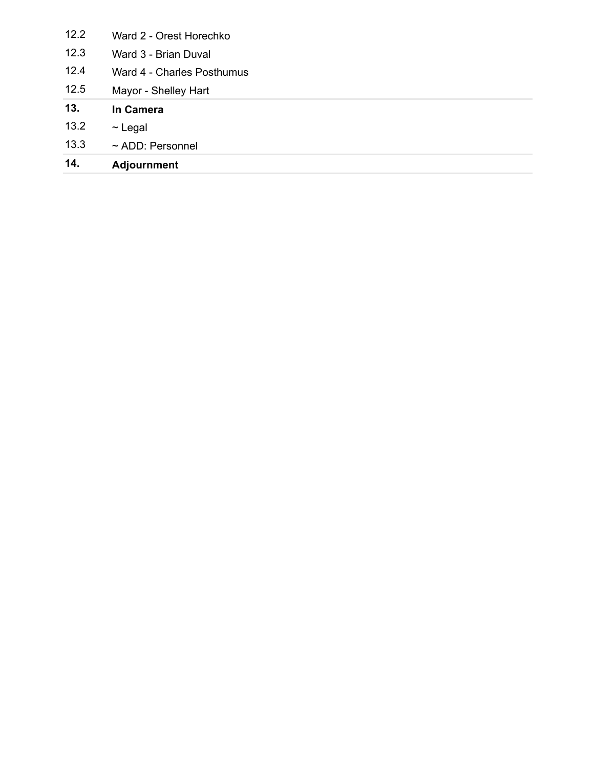12.2 Ward 2 - Orest Horechko

12.3 Ward 3 - Brian Duval

12.4 Ward 4 - Charles Posthumus

12.5 Mayor - Shelley Hart

**13. In Camera**

13.2 ~ Legal

13.3 ~ ADD: Personnel

**14. Adjournment**